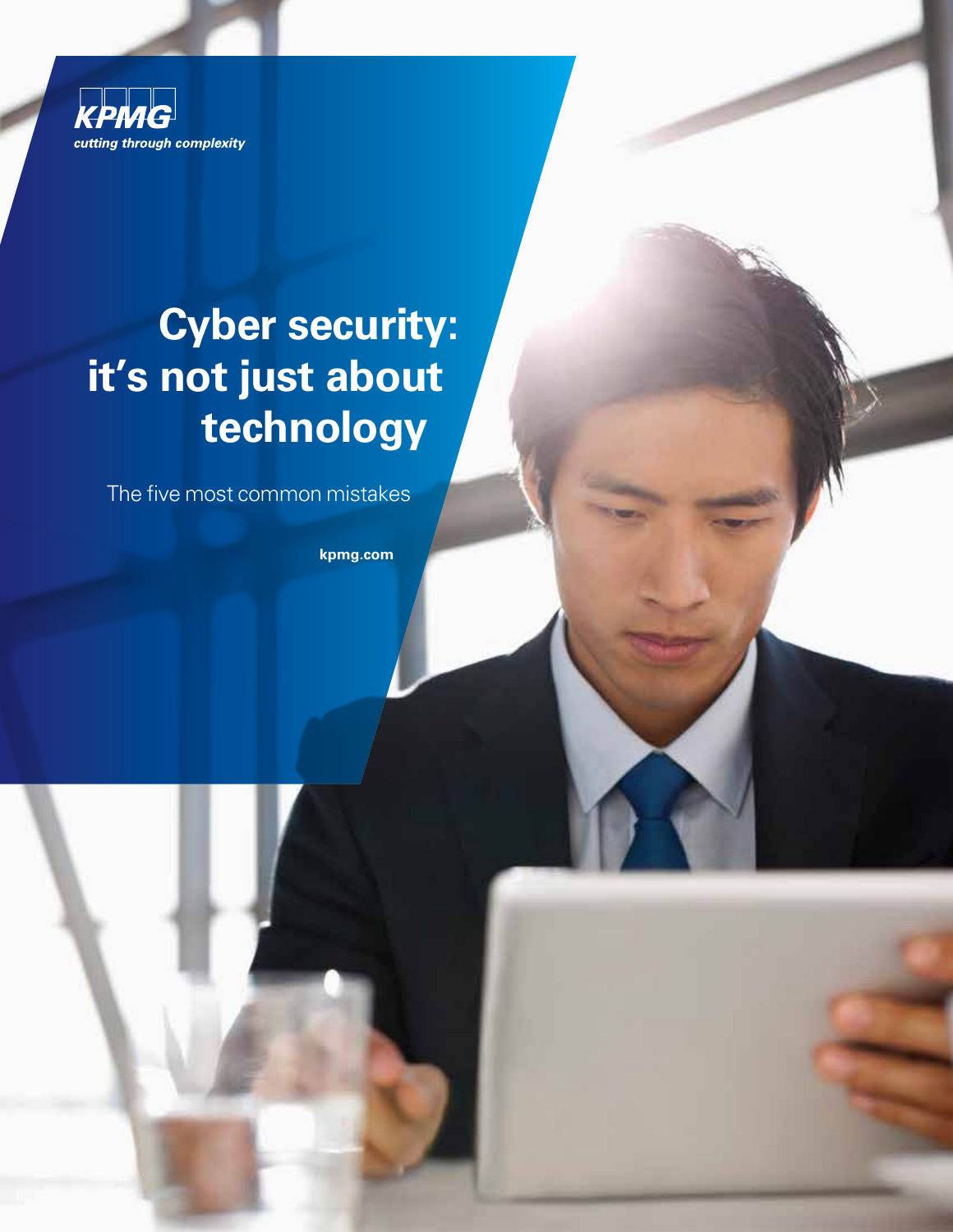KPMG

*cutting through complexity*

# Cyber security: it's not just about technology

The five most common mistakes

**kpmg.com**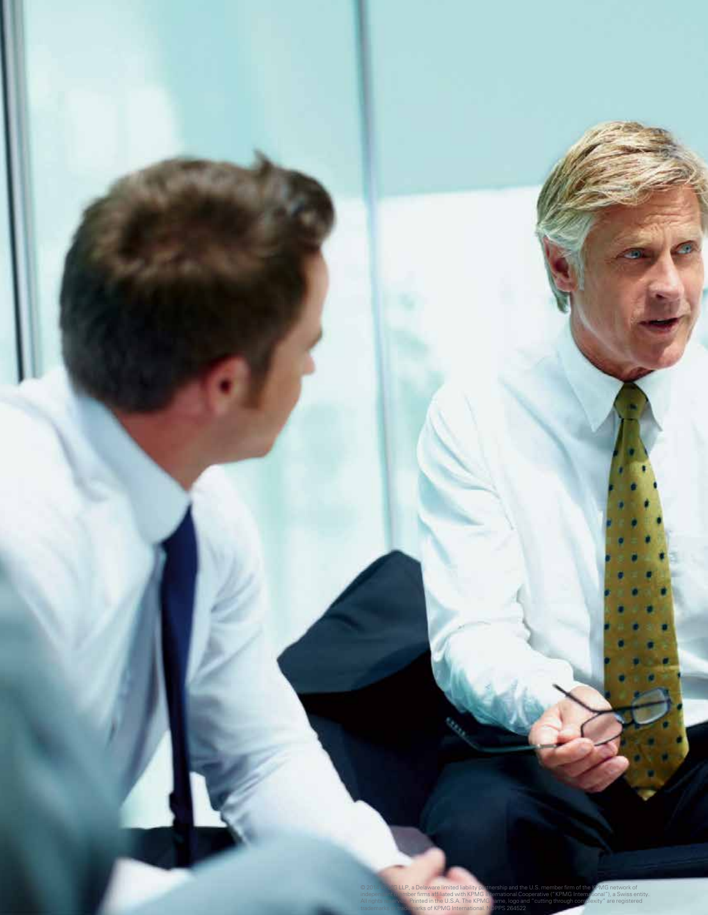© 2012 KPMG LLP, a Delaware limited liability partnership and the U.S. member firm of the KPMG network of independent member firms affiliated with KPMG International Cooperative ("KPMG International"), a Swiss entity. All rights reserved. Printed in the U.S.A. The KPMG name, logo and "cutting through complexity" are registered trademarks or trademarks of KPMG International. NDPPS 264522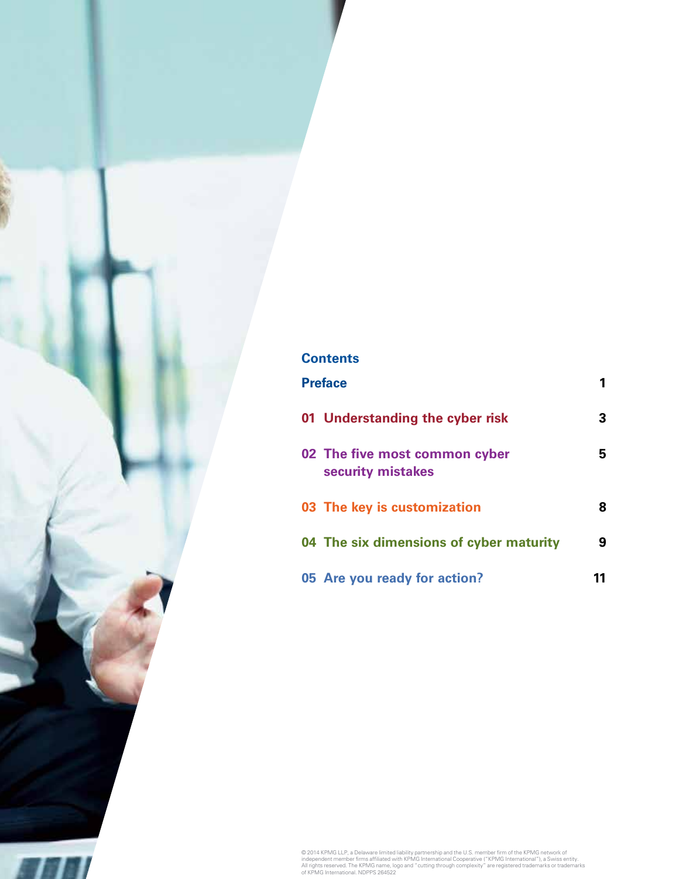## Contents

| | |
|---|---|
| **Preface** | **1** |
| **01 Understanding the cyber risk** | **3** |
| **02 The five most common cyber security mistakes** | **5** |
| **03 The key is customization** | **8** |
| **04 The six dimensions of cyber maturity** | **9** |
| **05 Are you ready for action?** | **11** |

© 2014 KPMG LLP, a Delaware limited liability partnership and the U.S. member firm of the KPMG network of independent member firms affiliated with KPMG International Cooperative ("KPMG International"), a Swiss entity. All rights reserved. The KPMG name, logo and "cutting through complexity" are registered trademarks or trademarks of KPMG International. NDPPS 264522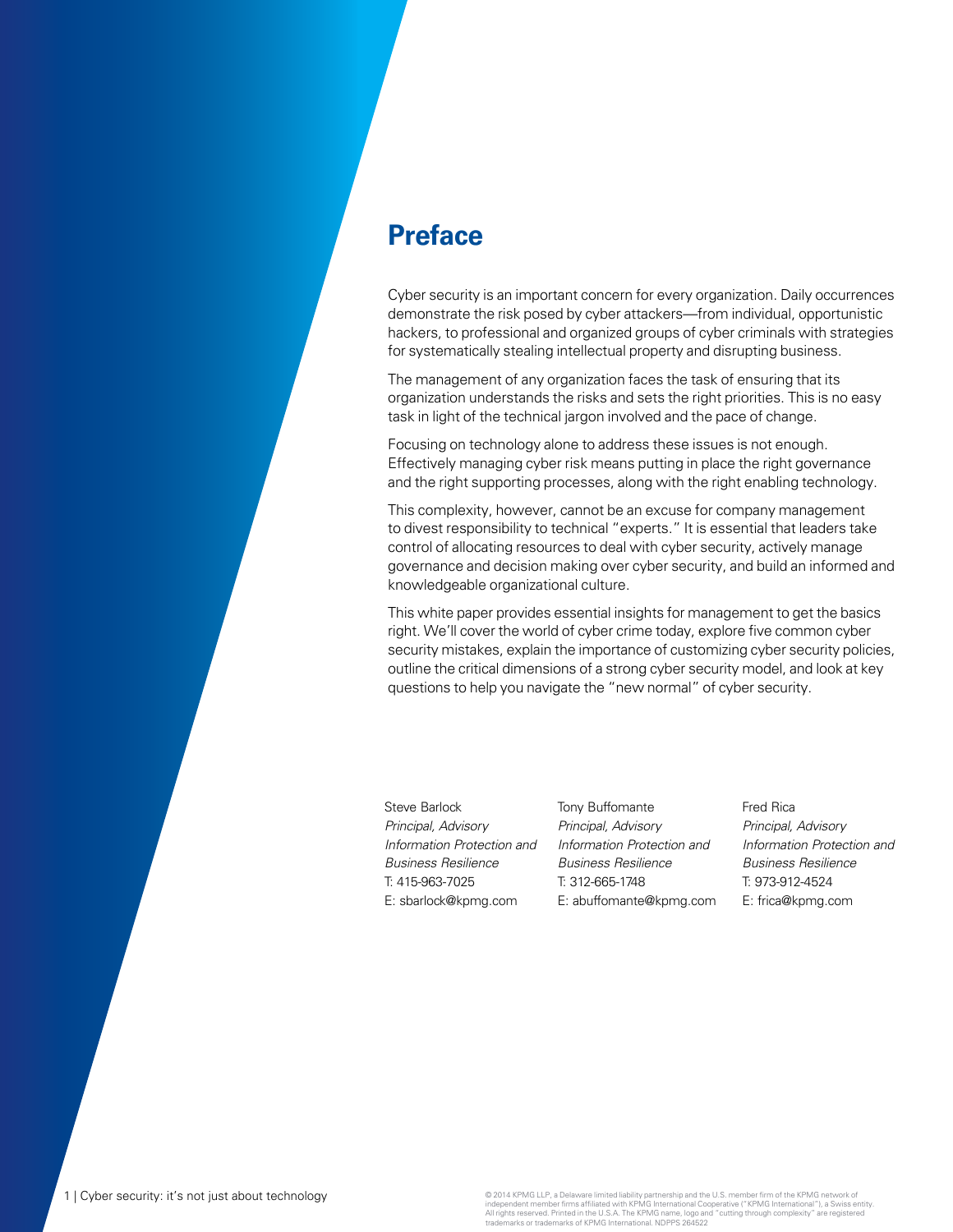## Preface

Cyber security is an important concern for every organization. Daily occurrences demonstrate the risk posed by cyber attackers—from individual, opportunistic hackers, to professional and organized groups of cyber criminals with strategies for systematically stealing intellectual property and disrupting business.

The management of any organization faces the task of ensuring that its organization understands the risks and sets the right priorities. This is no easy task in light of the technical jargon involved and the pace of change.

Focusing on technology alone to address these issues is not enough. Effectively managing cyber risk means putting in place the right governance and the right supporting processes, along with the right enabling technology.

This complexity, however, cannot be an excuse for company management to divest responsibility to technical "experts." It is essential that leaders take control of allocating resources to deal with cyber security, actively manage governance and decision making over cyber security, and build an informed and knowledgeable organizational culture.

This white paper provides essential insights for management to get the basics right. We'll cover the world of cyber crime today, explore five common cyber security mistakes, explain the importance of customizing cyber security policies, outline the critical dimensions of a strong cyber security model, and look at key questions to help you navigate the "new normal" of cyber security.

Steve Barlock
*Principal, Advisory*
*Information Protection and Business Resilience*
T: 415-963-7025
E: sbarlock@kpmg.com

Tony Buffomante
*Principal, Advisory*
*Information Protection and Business Resilience*
T: 312-665-1748
E: abuffomante@kpmg.com

Fred Rica
*Principal, Advisory*
*Information Protection and Business Resilience*
T: 973-912-4524
E: frica@kpmg.com

© 2014 KPMG LLP, a Delaware limited liability partnership and the U.S. member firm of the KPMG network of independent member firms affiliated with KPMG International Cooperative ("KPMG International"), a Swiss entity. All rights reserved. Printed in the U.S.A. The KPMG name, logo and "cutting through complexity" are registered trademarks or trademarks of KPMG International. NDPPS 264522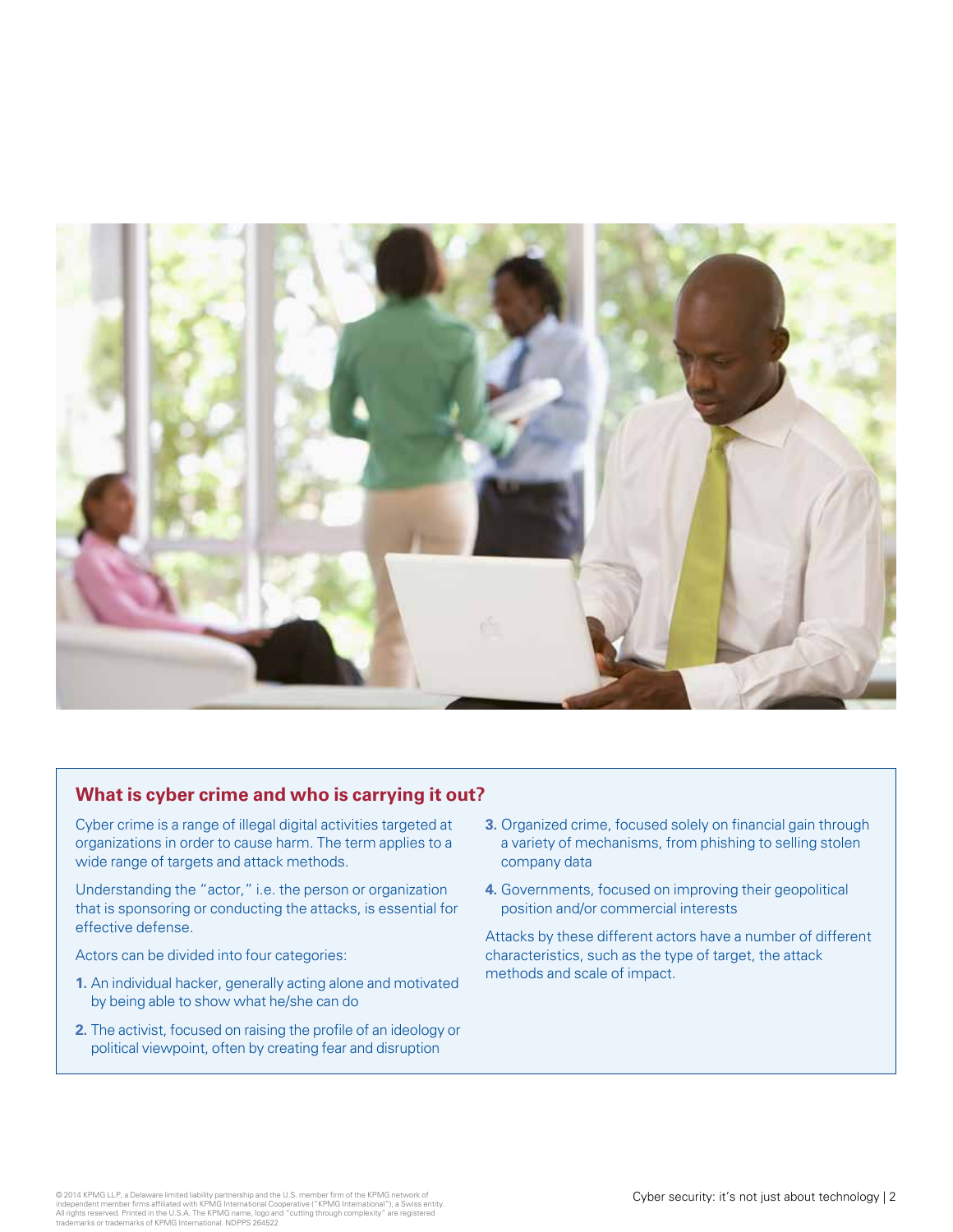## What is cyber crime and who is carrying it out?

Cyber crime is a range of illegal digital activities targeted at organizations in order to cause harm. The term applies to a wide range of targets and attack methods.

Understanding the "actor," i.e. the person or organization that is sponsoring or conducting the attacks, is essential for effective defense.

Actors can be divided into four categories:

1. An individual hacker, generally acting alone and motivated by being able to show what he/she can do
2. The activist, focused on raising the profile of an ideology or political viewpoint, often by creating fear and disruption
3. Organized crime, focused solely on financial gain through a variety of mechanisms, from phishing to selling stolen company data
4. Governments, focused on improving their geopolitical position and/or commercial interests

Attacks by these different actors have a number of different characteristics, such as the type of target, the attack methods and scale of impact.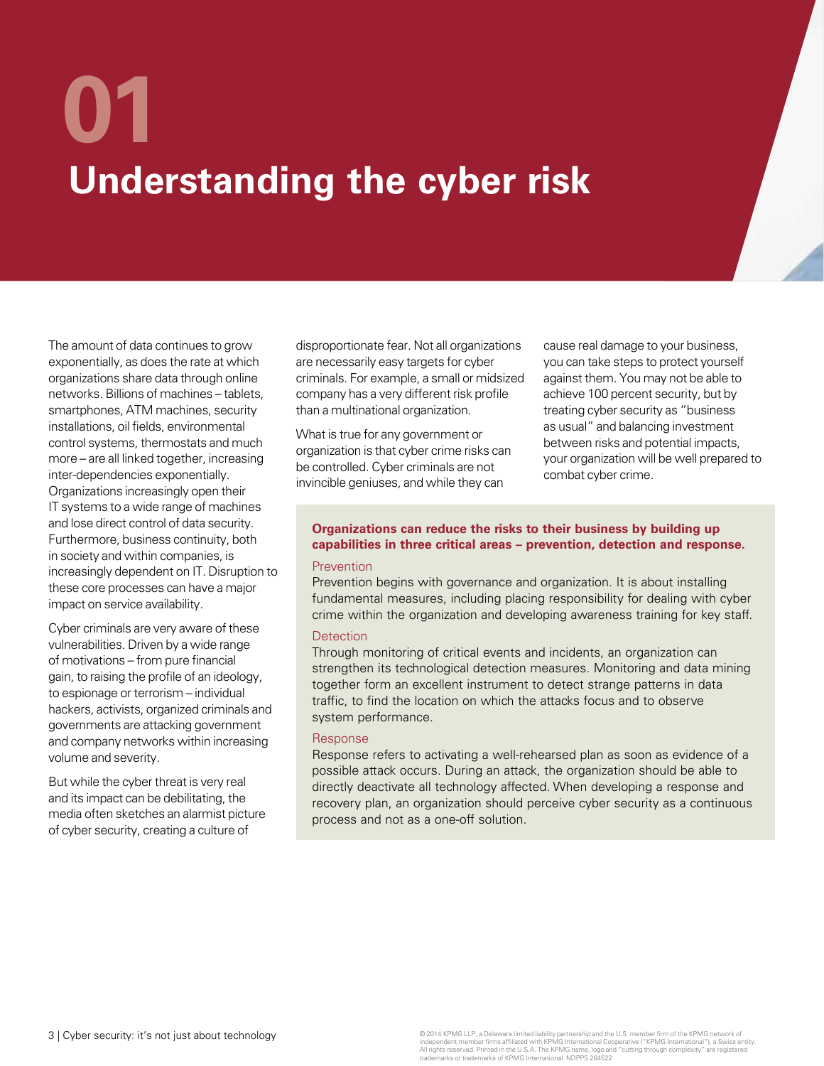# 01 Understanding the cyber risk

The amount of data continues to grow exponentially, as does the rate at which organizations share data through online networks. Billions of machines – tablets, smartphones, ATM machines, security installations, oil fields, environmental control systems, thermostats and much more – are all linked together, increasing inter-dependencies exponentially. Organizations increasingly open their IT systems to a wide range of machines and lose direct control of data security. Furthermore, business continuity, both in society and within companies, is increasingly dependent on IT. Disruption to these core processes can have a major impact on service availability.

Cyber criminals are very aware of these vulnerabilities. Driven by a wide range of motivations – from pure financial gain, to raising the profile of an ideology, to espionage or terrorism – individual hackers, activists, organized criminals and governments are attacking government and company networks within increasing volume and severity.

But while the cyber threat is very real and its impact can be debilitating, the media often sketches an alarmist picture of cyber security, creating a culture of disproportionate fear. Not all organizations are necessarily easy targets for cyber criminals. For example, a small or midsized company has a very different risk profile than a multinational organization.

What is true for any government or organization is that cyber crime risks can be controlled. Cyber criminals are not invincible geniuses, and while they can cause real damage to your business, you can take steps to protect yourself against them. You may not be able to achieve 100 percent security, but by treating cyber security as "business as usual" and balancing investment between risks and potential impacts, your organization will be well prepared to combat cyber crime.

**Organizations can reduce the risks to their business by building up capabilities in three critical areas – prevention, detection and response.**

### Prevention

Prevention begins with governance and organization. It is about installing fundamental measures, including placing responsibility for dealing with cyber crime within the organization and developing awareness training for key staff.

### Detection

Through monitoring of critical events and incidents, an organization can strengthen its technological detection measures. Monitoring and data mining together form an excellent instrument to detect strange patterns in data traffic, to find the location on which the attacks focus and to observe system performance.

### Response

Response refers to activating a well-rehearsed plan as soon as evidence of a possible attack occurs. During an attack, the organization should be able to directly deactivate all technology affected. When developing a response and recovery plan, an organization should perceive cyber security as a continuous process and not as a one-off solution.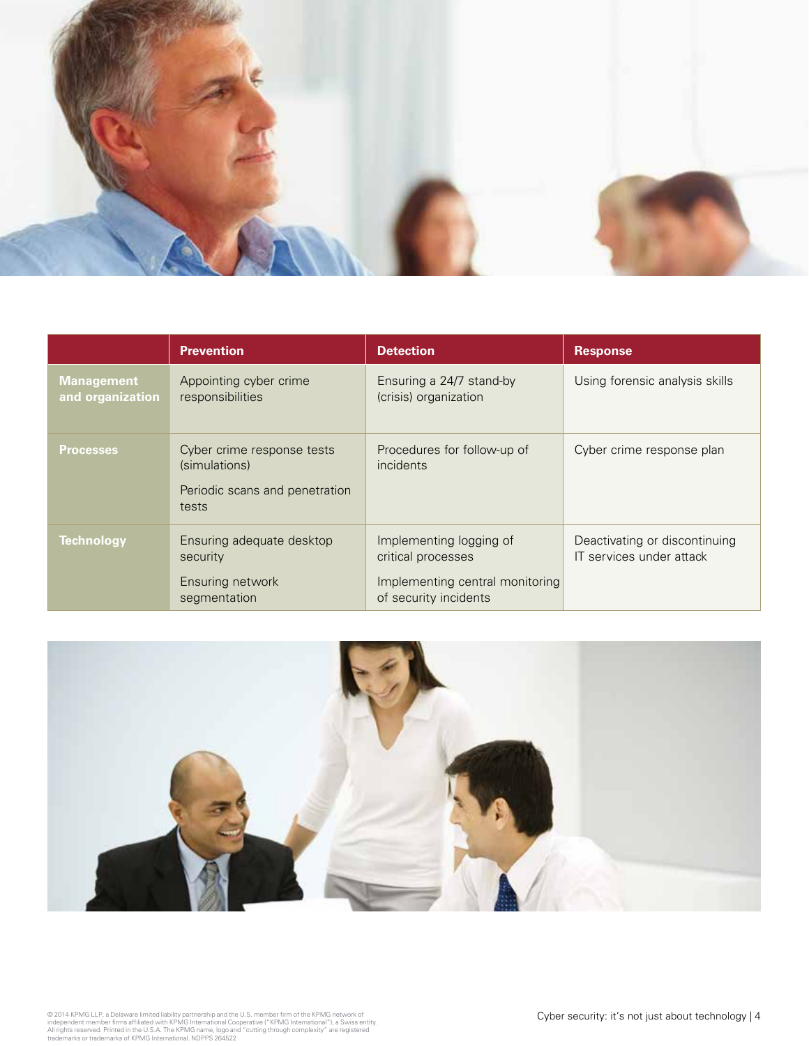| | Prevention | Detection | Response |
|---|---|---|---|
| **Management and organization** | Appointing cyber crime responsibilities | Ensuring a 24/7 stand-by (crisis) organization | Using forensic analysis skills |
| **Processes** | Cyber crime response tests (simulations)<br><br>Periodic scans and penetration tests | Procedures for follow-up of incidents | Cyber crime response plan |
| **Technology** | Ensuring adequate desktop security<br><br>Ensuring network segmentation | Implementing logging of critical processes<br><br>Implementing central monitoring of security incidents | Deactivating or discontinuing IT services under attack |

© 2014 KPMG LLP, a Delaware limited liability partnership and the U.S. member firm of the KPMG network of independent member firms affiliated with KPMG International Cooperative ("KPMG International"), a Swiss entity. All rights reserved. Printed in the U.S.A. The KPMG name, logo and "cutting through complexity" are registered trademarks or trademarks of KPMG International. NDPPS 264522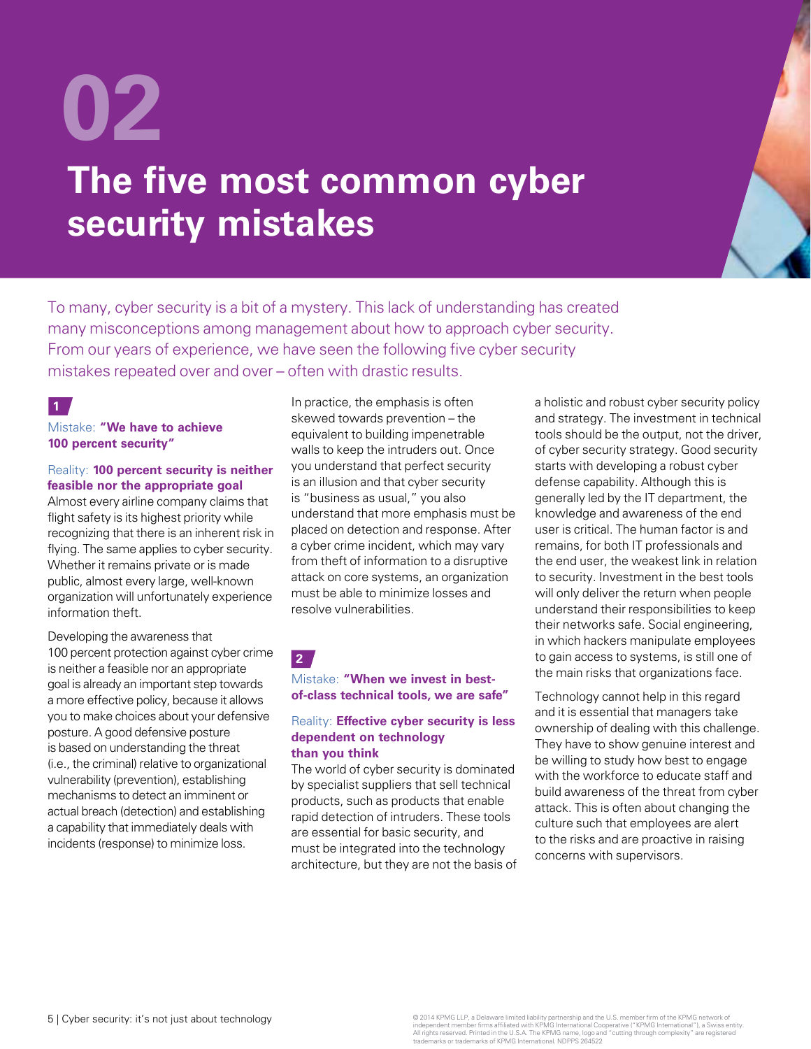# 02

# The five most common cyber security mistakes

To many, cyber security is a bit of a mystery. This lack of understanding has created many misconceptions among management about how to approach cyber security. From our years of experience, we have seen the following five cyber security mistakes repeated over and over – often with drastic results.

## 1

### Mistake: **"We have to achieve 100 percent security"**

### Reality: **100 percent security is neither feasible nor the appropriate goal**

Almost every airline company claims that flight safety is its highest priority while recognizing that there is an inherent risk in flying. The same applies to cyber security. Whether it remains private or is made public, almost every large, well-known organization will unfortunately experience information theft.

Developing the awareness that 100 percent protection against cyber crime is neither a feasible nor an appropriate goal is already an important step towards a more effective policy, because it allows you to make choices about your defensive posture. A good defensive posture is based on understanding the threat (i.e., the criminal) relative to organizational vulnerability (prevention), establishing mechanisms to detect an imminent or actual breach (detection) and establishing a capability that immediately deals with incidents (response) to minimize loss.

In practice, the emphasis is often skewed towards prevention – the equivalent to building impenetrable walls to keep the intruders out. Once you understand that perfect security is an illusion and that cyber security is "business as usual," you also understand that more emphasis must be placed on detection and response. After a cyber crime incident, which may vary from theft of information to a disruptive attack on core systems, an organization must be able to minimize losses and resolve vulnerabilities.

## 2

### Mistake: **"When we invest in best-of-class technical tools, we are safe"**

### Reality: **Effective cyber security is less dependent on technology than you think**

The world of cyber security is dominated by specialist suppliers that sell technical products, such as products that enable rapid detection of intruders. These tools are essential for basic security, and must be integrated into the technology architecture, but they are not the basis of a holistic and robust cyber security policy and strategy. The investment in technical tools should be the output, not the driver, of cyber security strategy. Good security starts with developing a robust cyber defense capability. Although this is generally led by the IT department, the knowledge and awareness of the end user is critical. The human factor is and remains, for both IT professionals and the end user, the weakest link in relation to security. Investment in the best tools will only deliver the return when people understand their responsibilities to keep their networks safe. Social engineering, in which hackers manipulate employees to gain access to systems, is still one of the main risks that organizations face.

Technology cannot help in this regard and it is essential that managers take ownership of dealing with this challenge. They have to show genuine interest and be willing to study how best to engage with the workforce to educate staff and build awareness of the threat from cyber attack. This is often about changing the culture such that employees are alert to the risks and are proactive in raising concerns with supervisors.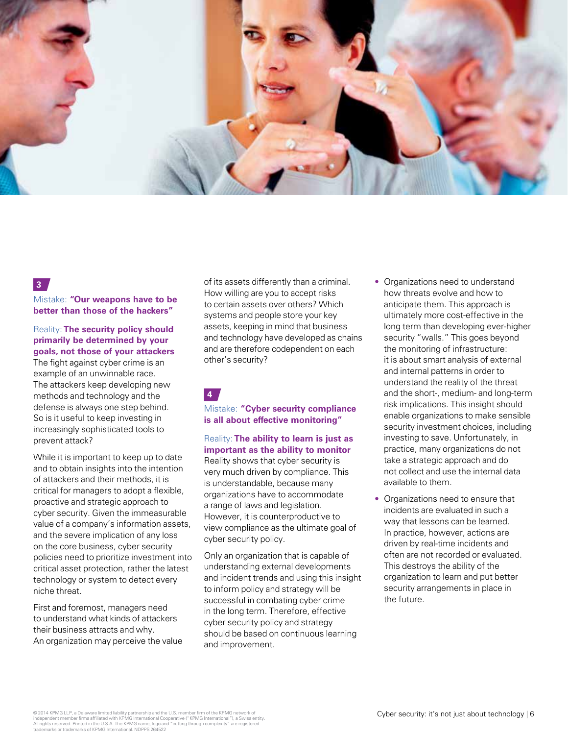## 3

Mistake: **"Our weapons have to be better than those of the hackers"**

Reality: **The security policy should primarily be determined by your goals, not those of your attackers**

The fight against cyber crime is an example of an unwinnable race. The attackers keep developing new methods and technology and the defense is always one step behind. So is it useful to keep investing in increasingly sophisticated tools to prevent attack?

While it is important to keep up to date and to obtain insights into the intention of attackers and their methods, it is critical for managers to adopt a flexible, proactive and strategic approach to cyber security. Given the immeasurable value of a company's information assets, and the severe implication of any loss on the core business, cyber security policies need to prioritize investment into critical asset protection, rather the latest technology or system to detect every niche threat.

First and foremost, managers need to understand what kinds of attackers their business attracts and why. An organization may perceive the value of its assets differently than a criminal. How willing are you to accept risks to certain assets over others? Which systems and people store your key assets, keeping in mind that business and technology have developed as chains and are therefore codependent on each other's security?

## 4

Mistake: **"Cyber security compliance is all about effective monitoring"**

Reality: **The ability to learn is just as important as the ability to monitor**

Reality shows that cyber security is very much driven by compliance. This is understandable, because many organizations have to accommodate a range of laws and legislation. However, it is counterproductive to view compliance as the ultimate goal of cyber security policy.

Only an organization that is capable of understanding external developments and incident trends and using this insight to inform policy and strategy will be successful in combating cyber crime in the long term. Therefore, effective cyber security policy and strategy should be based on continuous learning and improvement.

- Organizations need to understand how threats evolve and how to anticipate them. This approach is ultimately more cost-effective in the long term than developing ever-higher security "walls." This goes beyond the monitoring of infrastructure: it is about smart analysis of external and internal patterns in order to understand the reality of the threat and the short-, medium- and long-term risk implications. This insight should enable organizations to make sensible security investment choices, including investing to save. Unfortunately, in practice, many organizations do not take a strategic approach and do not collect and use the internal data available to them.
- Organizations need to ensure that incidents are evaluated in such a way that lessons can be learned. In practice, however, actions are driven by real-time incidents and often are not recorded or evaluated. This destroys the ability of the organization to learn and put better security arrangements in place in the future.

© 2014 KPMG LLP, a Delaware limited liability partnership and the U.S. member firm of the KPMG network of independent member firms affiliated with KPMG International Cooperative ("KPMG International"), a Swiss entity. All rights reserved. Printed in the U.S.A. The KPMG name, logo and "cutting through complexity" are registered trademarks or trademarks of KPMG International. NDPPS 264522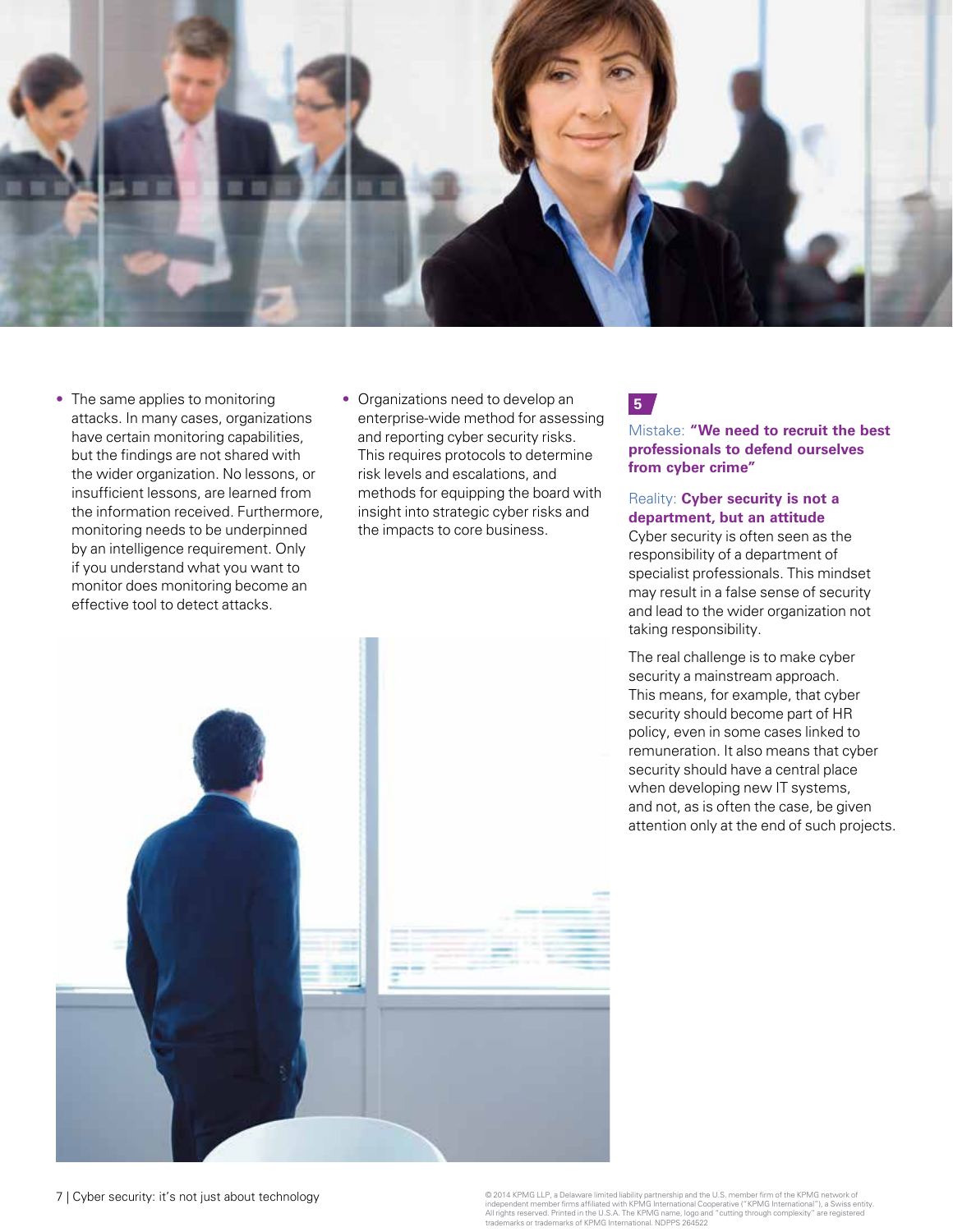- The same applies to monitoring attacks. In many cases, organizations have certain monitoring capabilities, but the findings are not shared with the wider organization. No lessons, or insufficient lessons, are learned from the information received. Furthermore, monitoring needs to be underpinned by an intelligence requirement. Only if you understand what you want to monitor does monitoring become an effective tool to detect attacks.
- Organizations need to develop an enterprise-wide method for assessing and reporting cyber security risks. This requires protocols to determine risk levels and escalations, and methods for equipping the board with insight into strategic cyber risks and the impacts to core business.

**5**

### Mistake: **"We need to recruit the best professionals to defend ourselves from cyber crime"**

### Reality: **Cyber security is not a department, but an attitude**

Cyber security is often seen as the responsibility of a department of specialist professionals. This mindset may result in a false sense of security and lead to the wider organization not taking responsibility.

The real challenge is to make cyber security a mainstream approach. This means, for example, that cyber security should become part of HR policy, even in some cases linked to remuneration. It also means that cyber security should have a central place when developing new IT systems, and not, as is often the case, be given attention only at the end of such projects.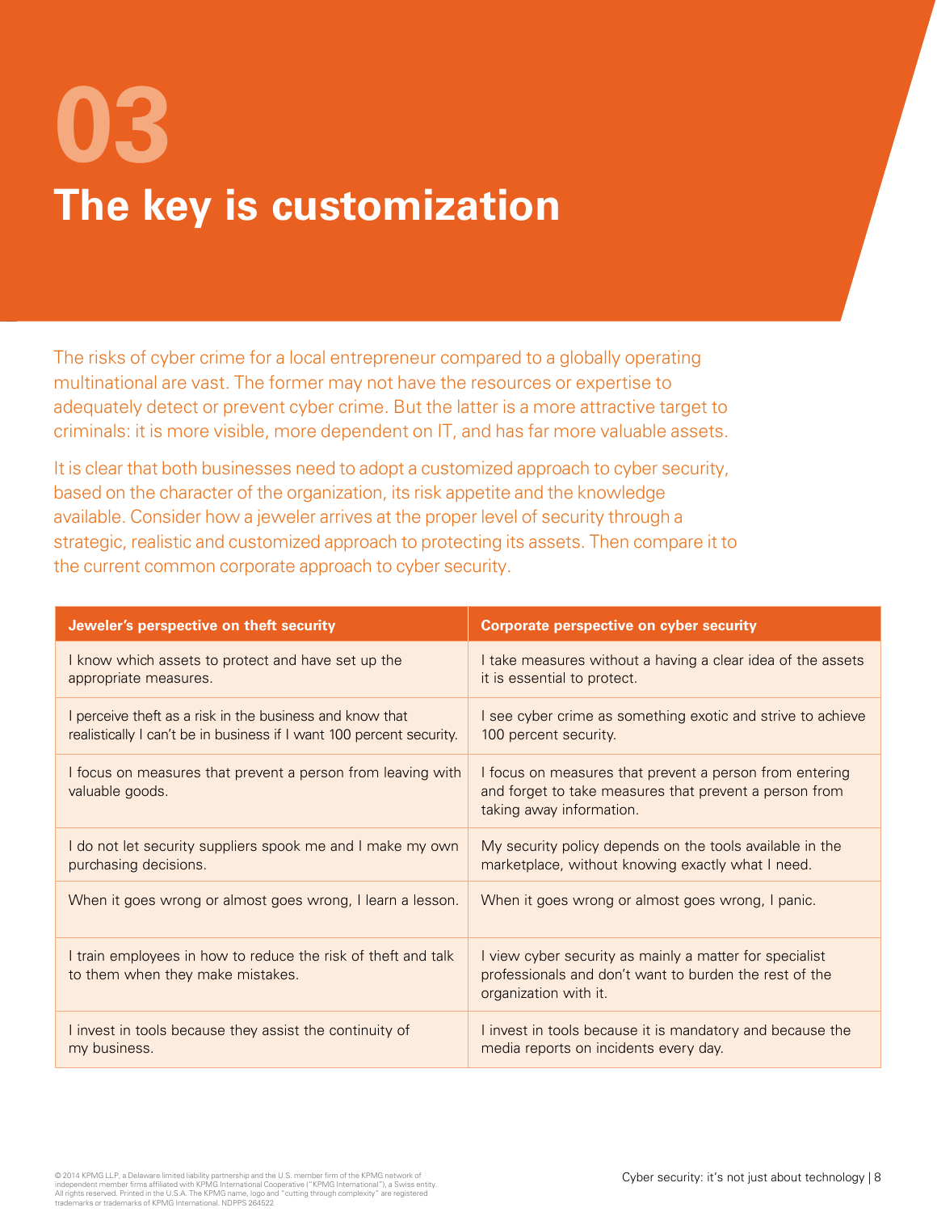# 03 The key is customization

The risks of cyber crime for a local entrepreneur compared to a globally operating multinational are vast. The former may not have the resources or expertise to adequately detect or prevent cyber crime. But the latter is a more attractive target to criminals: it is more visible, more dependent on IT, and has far more valuable assets.

It is clear that both businesses need to adopt a customized approach to cyber security, based on the character of the organization, its risk appetite and the knowledge available. Consider how a jeweler arrives at the proper level of security through a strategic, realistic and customized approach to protecting its assets. Then compare it to the current common corporate approach to cyber security.

| Jeweler's perspective on theft security | Corporate perspective on cyber security |
|---|---|
| I know which assets to protect and have set up the appropriate measures. | I take measures without a having a clear idea of the assets it is essential to protect. |
| I perceive theft as a risk in the business and know that realistically I can't be in business if I want 100 percent security. | I see cyber crime as something exotic and strive to achieve 100 percent security. |
| I focus on measures that prevent a person from leaving with valuable goods. | I focus on measures that prevent a person from entering and forget to take measures that prevent a person from taking away information. |
| I do not let security suppliers spook me and I make my own purchasing decisions. | My security policy depends on the tools available in the marketplace, without knowing exactly what I need. |
| When it goes wrong or almost goes wrong, I learn a lesson. | When it goes wrong or almost goes wrong, I panic. |
| I train employees in how to reduce the risk of theft and talk to them when they make mistakes. | I view cyber security as mainly a matter for specialist professionals and don't want to burden the rest of the organization with it. |
| I invest in tools because they assist the continuity of my business. | I invest in tools because it is mandatory and because the media reports on incidents every day. |

© 2014 KPMG LLP, a Delaware limited liability partnership and the U.S. member firm of the KPMG network of independent member firms affiliated with KPMG International Cooperative ("KPMG International"), a Swiss entity. All rights reserved. Printed in the U.S.A. The KPMG name, logo and "cutting through complexity" are registered trademarks or trademarks of KPMG International. NDPPS 264522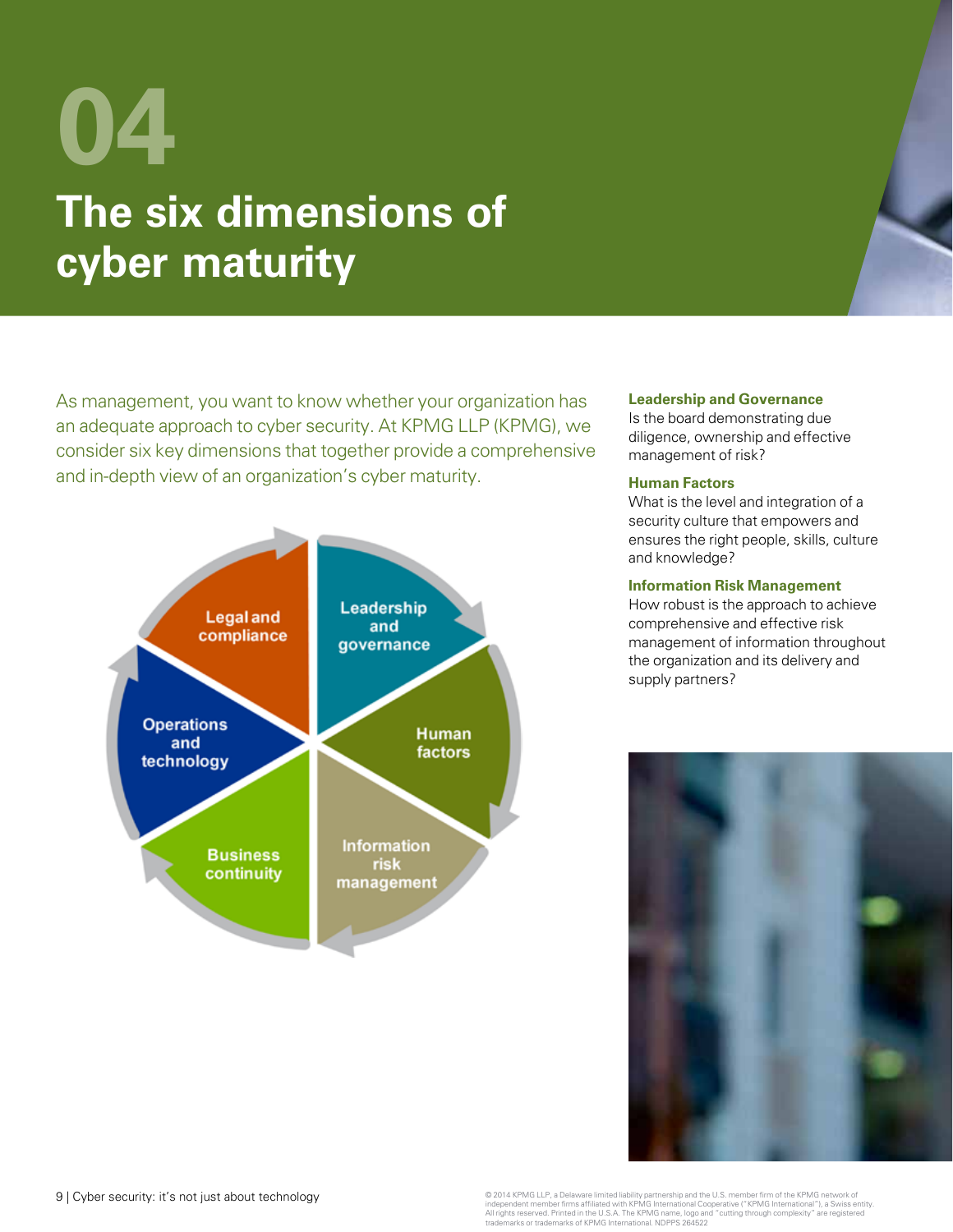# 04

# The six dimensions of cyber maturity

As management, you want to know whether your organization has an adequate approach to cyber security. At KPMG LLP (KPMG), we consider six key dimensions that together provide a comprehensive and in-depth view of an organization's cyber maturity.

Legal and compliance

Leadership and governance

Human factors

Information risk management

Business continuity

Operations and technology

**Leadership and Governance**
Is the board demonstrating due diligence, ownership and effective management of risk?

**Human Factors**
What is the level and integration of a security culture that empowers and ensures the right people, skills, culture and knowledge?

**Information Risk Management**
How robust is the approach to achieve comprehensive and effective risk management of information throughout the organization and its delivery and supply partners?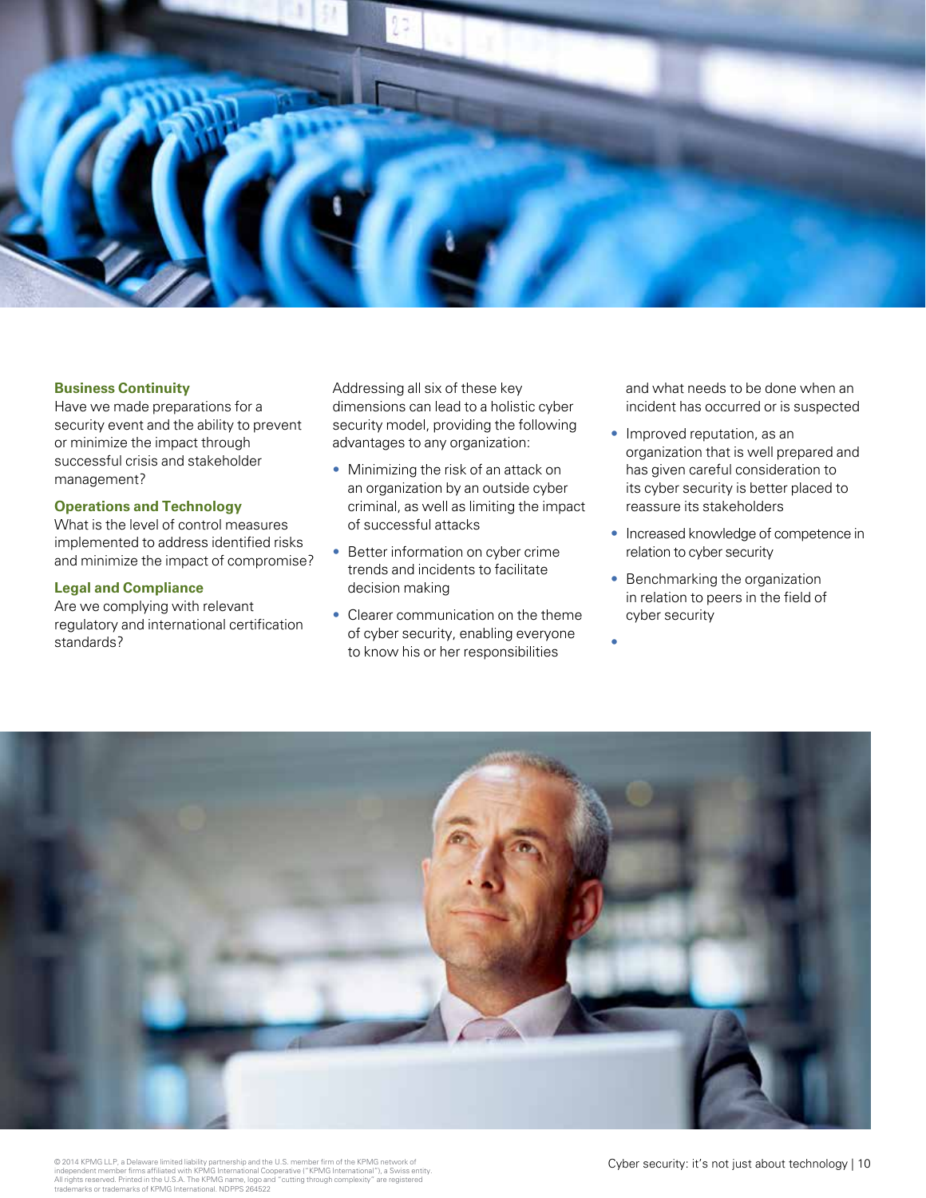**Business Continuity**
Have we made preparations for a security event and the ability to prevent or minimize the impact through successful crisis and stakeholder management?

**Operations and Technology**
What is the level of control measures implemented to address identified risks and minimize the impact of compromise?

**Legal and Compliance**
Are we complying with relevant regulatory and international certification standards?

Addressing all six of these key dimensions can lead to a holistic cyber security model, providing the following advantages to any organization:

- Minimizing the risk of an attack on an organization by an outside cyber criminal, as well as limiting the impact of successful attacks
- Better information on cyber crime trends and incidents to facilitate decision making
- Clearer communication on the theme of cyber security, enabling everyone to know his or her responsibilities and what needs to be done when an incident has occurred or is suspected
- Improved reputation, as an organization that is well prepared and has given careful consideration to its cyber security is better placed to reassure its stakeholders
- Increased knowledge of competence in relation to cyber security
- Benchmarking the organization in relation to peers in the field of cyber security
-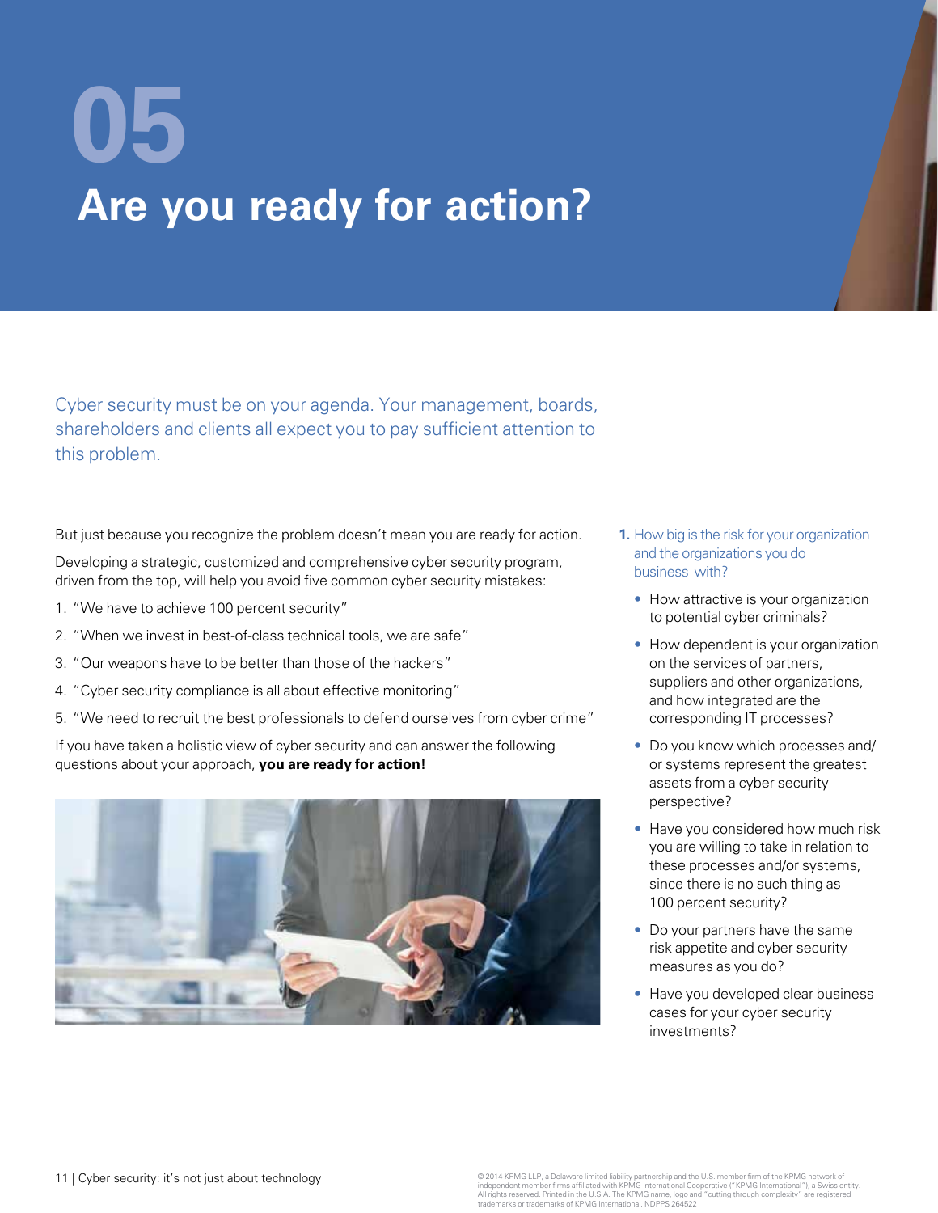# 05

# Are you ready for action?

Cyber security must be on your agenda. Your management, boards, shareholders and clients all expect you to pay sufficient attention to this problem.

But just because you recognize the problem doesn't mean you are ready for action.

Developing a strategic, customized and comprehensive cyber security program, driven from the top, will help you avoid five common cyber security mistakes:

1. "We have to achieve 100 percent security"
2. "When we invest in best-of-class technical tools, we are safe"
3. "Our weapons have to be better than those of the hackers"
4. "Cyber security compliance is all about effective monitoring"
5. "We need to recruit the best professionals to defend ourselves from cyber crime"

If you have taken a holistic view of cyber security and can answer the following questions about your approach, **you are ready for action!**

**1.** How big is the risk for your organization and the organizations you do business with?

- How attractive is your organization to potential cyber criminals?
- How dependent is your organization on the services of partners, suppliers and other organizations, and how integrated are the corresponding IT processes?
- Do you know which processes and/or systems represent the greatest assets from a cyber security perspective?
- Have you considered how much risk you are willing to take in relation to these processes and/or systems, since there is no such thing as 100 percent security?
- Do your partners have the same risk appetite and cyber security measures as you do?
- Have you developed clear business cases for your cyber security investments?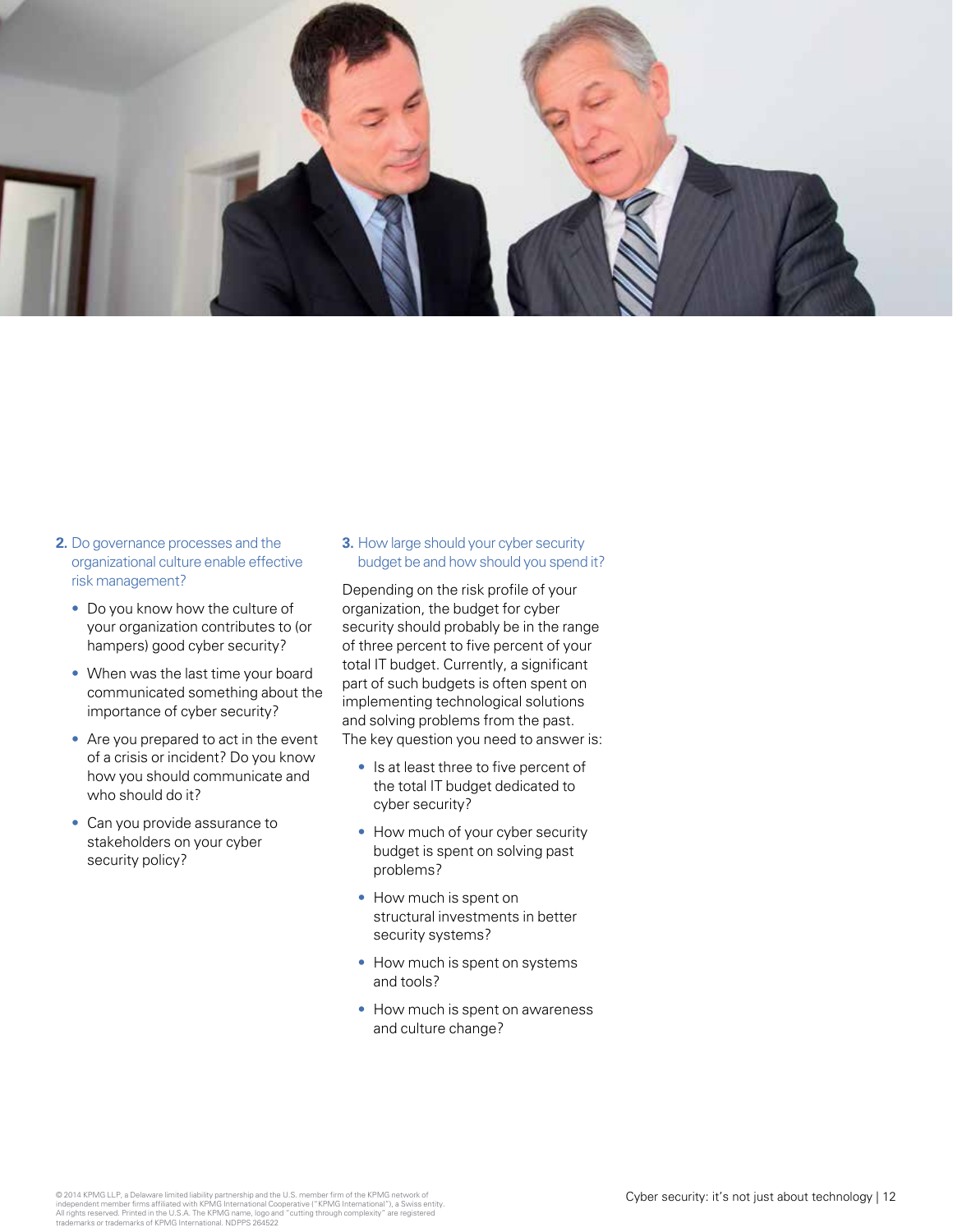2. Do governance processes and the organizational culture enable effective risk management?

- Do you know how the culture of your organization contributes to (or hampers) good cyber security?
- When was the last time your board communicated something about the importance of cyber security?
- Are you prepared to act in the event of a crisis or incident? Do you know how you should communicate and who should do it?
- Can you provide assurance to stakeholders on your cyber security policy?

3. How large should your cyber security budget be and how should you spend it?

Depending on the risk profile of your organization, the budget for cyber security should probably be in the range of three percent to five percent of your total IT budget. Currently, a significant part of such budgets is often spent on implementing technological solutions and solving problems from the past. The key question you need to answer is:

- Is at least three to five percent of the total IT budget dedicated to cyber security?
- How much of your cyber security budget is spent on solving past problems?
- How much is spent on structural investments in better security systems?
- How much is spent on systems and tools?
- How much is spent on awareness and culture change?

© 2014 KPMG LLP, a Delaware limited liability partnership and the U.S. member firm of the KPMG network of independent member firms affiliated with KPMG International Cooperative ("KPMG International"), a Swiss entity. All rights reserved. Printed in the U.S.A. The KPMG name, logo and "cutting through complexity" are registered trademarks or trademarks of KPMG International. NDPPS 264522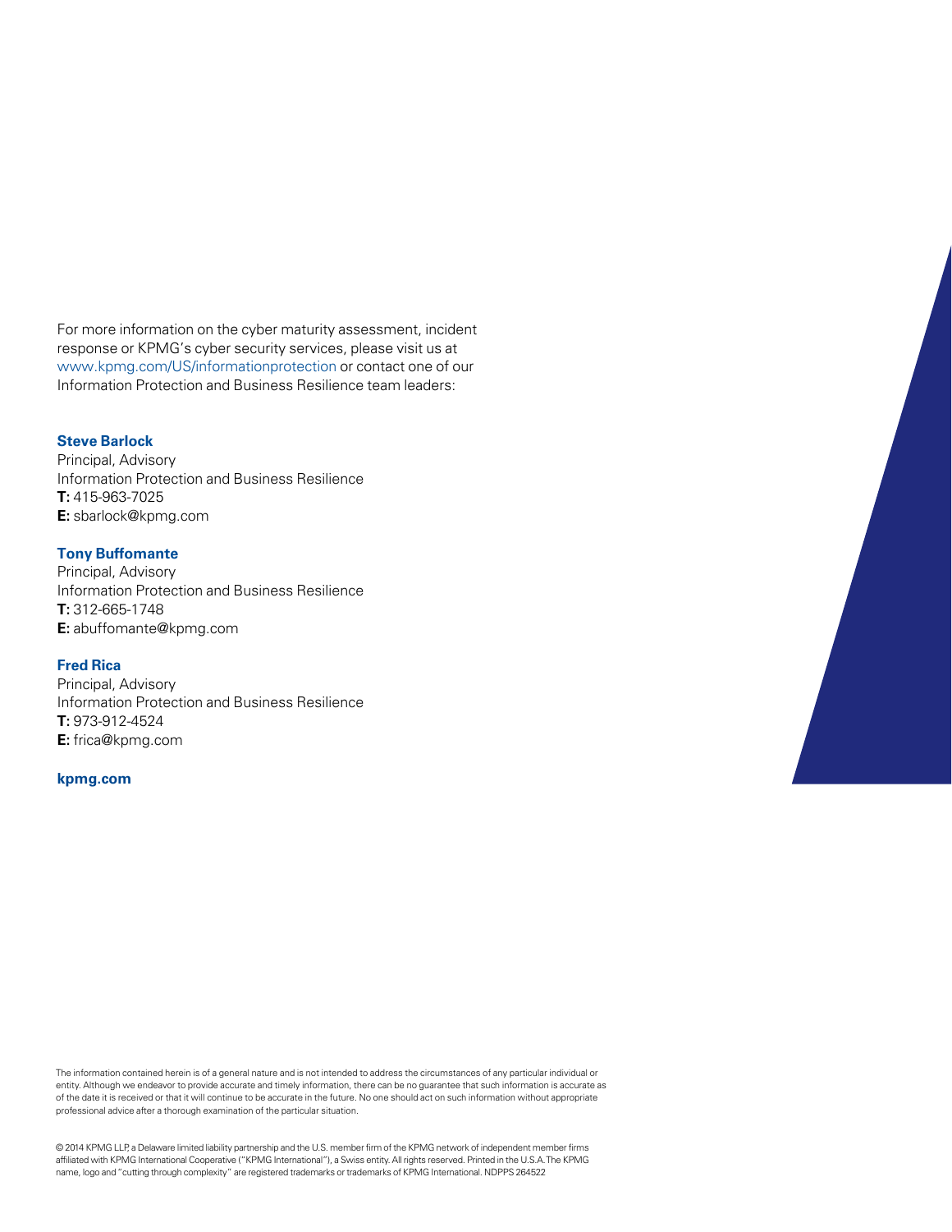For more information on the cyber maturity assessment, incident response or KPMG's cyber security services, please visit us at www.kpmg.com/US/informationprotection or contact one of our Information Protection and Business Resilience team leaders:

**Steve Barlock**
Principal, Advisory
Information Protection and Business Resilience
**T:** 415-963-7025
**E:** sbarlock@kpmg.com

**Tony Buffomante**
Principal, Advisory
Information Protection and Business Resilience
**T:** 312-665-1748
**E:** abuffomante@kpmg.com

**Fred Rica**
Principal, Advisory
Information Protection and Business Resilience
**T:** 973-912-4524
**E:** frica@kpmg.com

**kpmg.com**

The information contained herein is of a general nature and is not intended to address the circumstances of any particular individual or entity. Although we endeavor to provide accurate and timely information, there can be no guarantee that such information is accurate as of the date it is received or that it will continue to be accurate in the future. No one should act on such information without appropriate professional advice after a thorough examination of the particular situation.

© 2014 KPMG LLP, a Delaware limited liability partnership and the U.S. member firm of the KPMG network of independent member firms affiliated with KPMG International Cooperative ("KPMG International"), a Swiss entity. All rights reserved. Printed in the U.S.A. The KPMG name, logo and "cutting through complexity" are registered trademarks or trademarks of KPMG International. NDPPS 264522